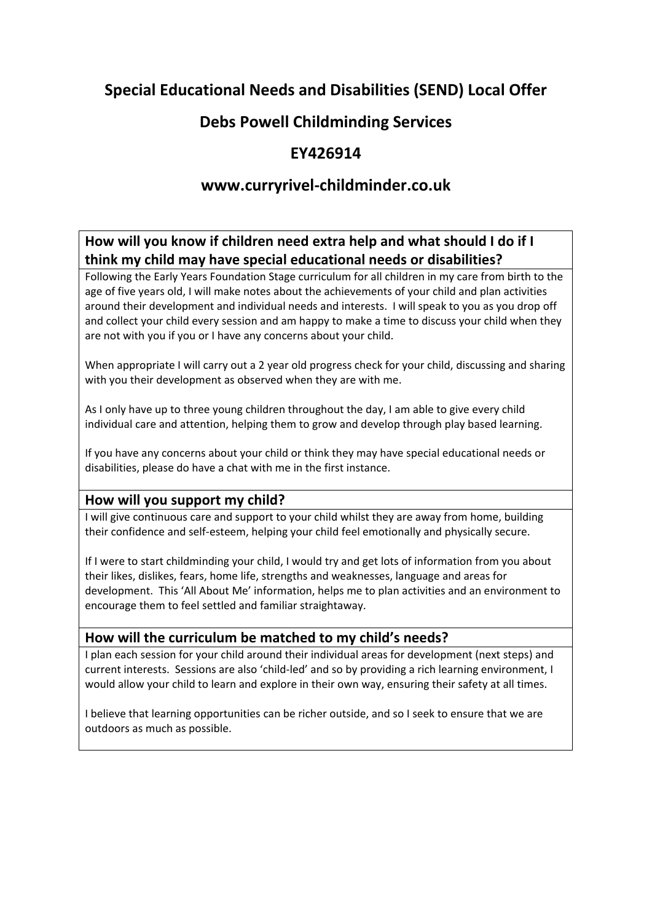# Special Educational Needs and Disabilities (SEND) Local Offer

# Debs Powell Childminding Services

# EY426914

# www.curryrivel-childminder.co.uk

## How will you know if children need extra help and what should I do if I think my child may have special educational needs or disabilities?

Following the Early Years Foundation Stage curriculum for all children in my care from birth to the age of five years old, I will make notes about the achievements of your child and plan activities around their development and individual needs and interests. I will speak to you as you drop off and collect your child every session and am happy to make a time to discuss your child when they are not with you if you or I have any concerns about your child.

When appropriate I will carry out a 2 year old progress check for your child, discussing and sharing with you their development as observed when they are with me.

As I only have up to three young children throughout the day, I am able to give every child individual care and attention, helping them to grow and develop through play based learning.

If you have any concerns about your child or think they may have special educational needs or disabilities, please do have a chat with me in the first instance.

## How will you support my child?

I will give continuous care and support to your child whilst they are away from home, building their confidence and self-esteem, helping your child feel emotionally and physically secure.

If I were to start childminding your child, I would try and get lots of information from you about their likes, dislikes, fears, home life, strengths and weaknesses, language and areas for development. This 'All About Me' information, helps me to plan activities and an environment to encourage them to feel settled and familiar straightaway.

## How will the curriculum be matched to my child's needs?

I plan each session for your child around their individual areas for development (next steps) and current interests. Sessions are also 'child-led' and so by providing a rich learning environment, I would allow your child to learn and explore in their own way, ensuring their safety at all times.

I believe that learning opportunities can be richer outside, and so I seek to ensure that we are outdoors as much as possible.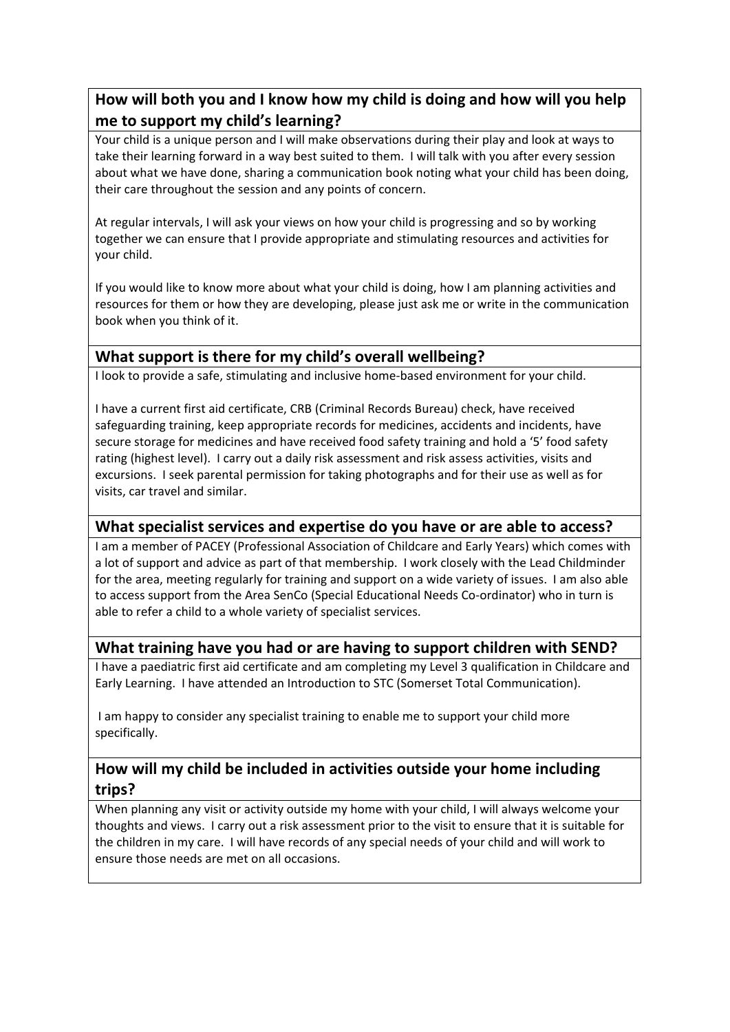## How will both you and I know how my child is doing and how will you help me to support my child's learning?

Your child is a unique person and I will make observations during their play and look at ways to take their learning forward in a way best suited to them. I will talk with you after every session about what we have done, sharing a communication book noting what your child has been doing, their care throughout the session and any points of concern.

At regular intervals, I will ask your views on how your child is progressing and so by working together we can ensure that I provide appropriate and stimulating resources and activities for your child.

If you would like to know more about what your child is doing, how I am planning activities and resources for them or how they are developing, please just ask me or write in the communication book when you think of it.

## What support is there for my child's overall wellbeing?

I look to provide a safe, stimulating and inclusive home-based environment for your child.

I have a current first aid certificate, CRB (Criminal Records Bureau) check, have received safeguarding training, keep appropriate records for medicines, accidents and incidents, have secure storage for medicines and have received food safety training and hold a '5' food safety rating (highest level). I carry out a daily risk assessment and risk assess activities, visits and excursions. I seek parental permission for taking photographs and for their use as well as for visits, car travel and similar.

## What specialist services and expertise do you have or are able to access?

I am a member of PACEY (Professional Association of Childcare and Early Years) which comes with a lot of support and advice as part of that membership. I work closely with the Lead Childminder for the area, meeting regularly for training and support on a wide variety of issues. I am also able to access support from the Area SenCo (Special Educational Needs Co-ordinator) who in turn is able to refer a child to a whole variety of specialist services.

## What training have you had or are having to support children with SEND?

I have a paediatric first aid certificate and am completing my Level 3 qualification in Childcare and Early Learning. I have attended an Introduction to STC (Somerset Total Communication).

I am happy to consider any specialist training to enable me to support your child more specifically.

## How will my child be included in activities outside your home including trips?

When planning any visit or activity outside my home with your child, I will always welcome your thoughts and views. I carry out a risk assessment prior to the visit to ensure that it is suitable for the children in my care. I will have records of any special needs of your child and will work to ensure those needs are met on all occasions.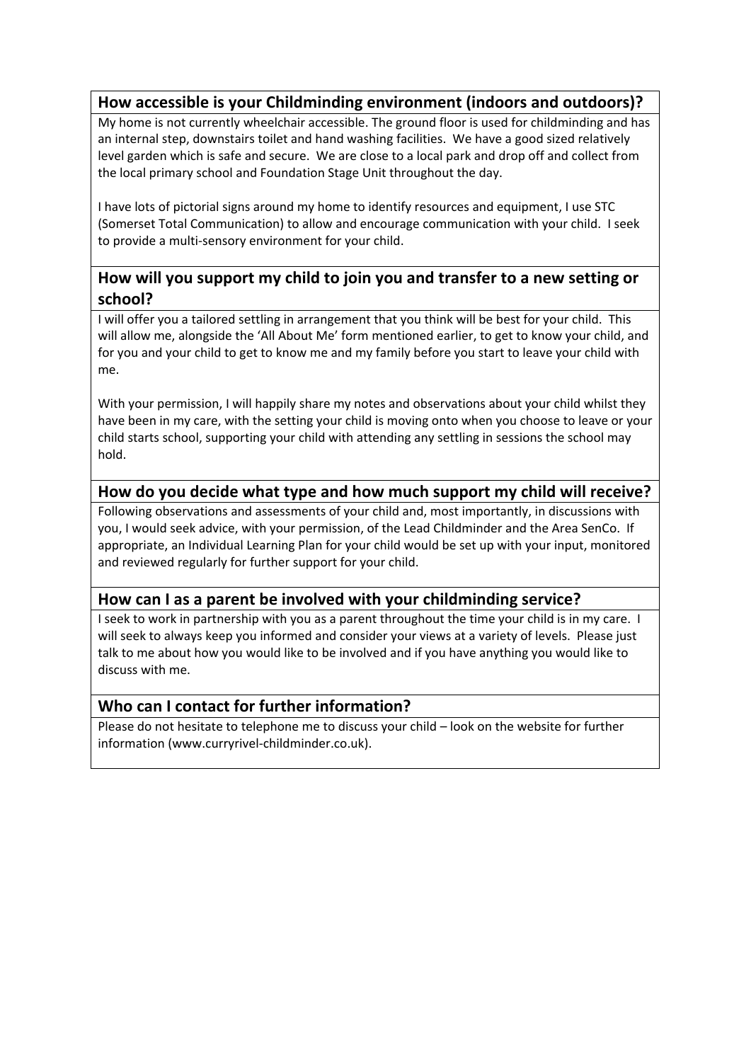## How accessible is your Childminding environment (indoors and outdoors)?

My home is not currently wheelchair accessible. The ground floor is used for childminding and has an internal step, downstairs toilet and hand washing facilities. We have a good sized relatively level garden which is safe and secure. We are close to a local park and drop off and collect from the local primary school and Foundation Stage Unit throughout the day.

I have lots of pictorial signs around my home to identify resources and equipment, I use STC (Somerset Total Communication) to allow and encourage communication with your child. I seek to provide a multi-sensory environment for your child.

## How will you support my child to join you and transfer to a new setting or school?

I will offer you a tailored settling in arrangement that you think will be best for your child. This will allow me, alongside the 'All About Me' form mentioned earlier, to get to know your child, and for you and your child to get to know me and my family before you start to leave your child with me.

With your permission, I will happily share my notes and observations about your child whilst they have been in my care, with the setting your child is moving onto when you choose to leave or your child starts school, supporting your child with attending any settling in sessions the school may hold.

## How do you decide what type and how much support my child will receive?

Following observations and assessments of your child and, most importantly, in discussions with you, I would seek advice, with your permission, of the Lead Childminder and the Area SenCo. If appropriate, an Individual Learning Plan for your child would be set up with your input, monitored and reviewed regularly for further support for your child.

## How can I as a parent be involved with your childminding service?

I seek to work in partnership with you as a parent throughout the time your child is in my care. I will seek to always keep you informed and consider your views at a variety of levels. Please just talk to me about how you would like to be involved and if you have anything you would like to discuss with me.

## Who can I contact for further information?

Please do not hesitate to telephone me to discuss your child – look on the website for further information (www.curryrivel-childminder.co.uk).